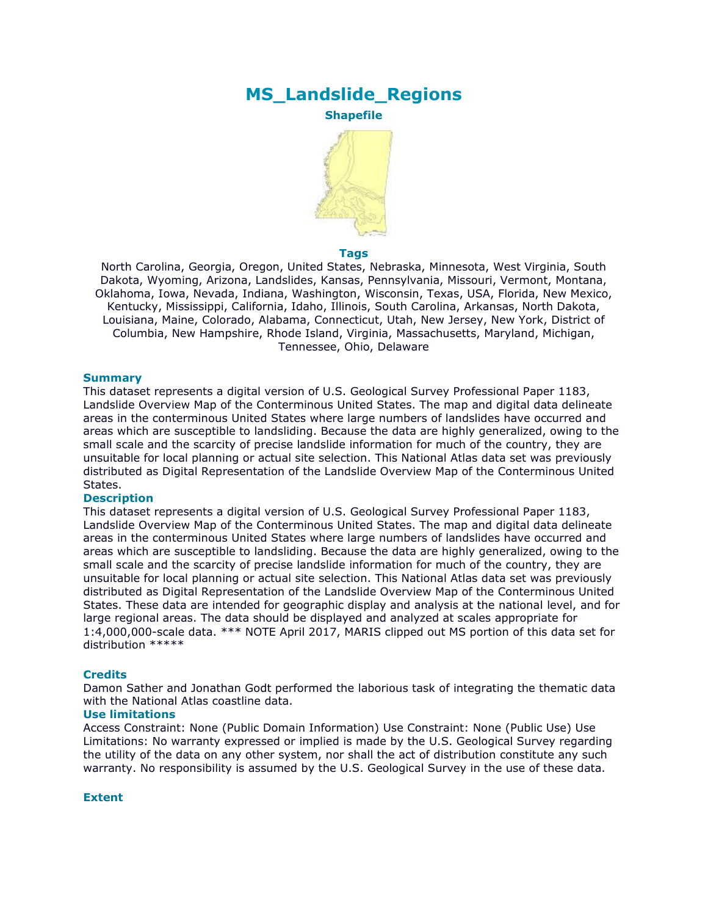# MS_Landslide_Regions

**Shapefile**

## Tags

North Carolina, Georgia, Oregon, United States, Nebraska, Minnesota, West Virginia, South Dakota, Wyoming, Arizona, Landslides, Kansas, Pennsylvania, Missouri, Vermont, Montana, Oklahoma, Iowa, Nevada, Indiana, Washington, Wisconsin, Texas, USA, Florida, New Mexico, Kentucky, Mississippi, California, Idaho, Illinois, South Carolina, Arkansas, North Dakota, Louisiana, Maine, Colorado, Alabama, Connecticut, Utah, New Jersey, New York, District of Columbia, New Hampshire, Rhode Island, Virginia, Massachusetts, Maryland, Michigan, Tennessee, Ohio, Delaware

## Summary

This dataset represents a digital version of U.S. Geological Survey Professional Paper 1183, Landslide Overview Map of the Conterminous United States. The map and digital data delineate areas in the conterminous United States where large numbers of landslides have occurred and areas which are susceptible to landsliding. Because the data are highly generalized, owing to the small scale and the scarcity of precise landslide information for much of the country, they are unsuitable for local planning or actual site selection. This National Atlas data set was previously distributed as Digital Representation of the Landslide Overview Map of the Conterminous United States.

## Description

This dataset represents a digital version of U.S. Geological Survey Professional Paper 1183, Landslide Overview Map of the Conterminous United States. The map and digital data delineate areas in the conterminous United States where large numbers of landslides have occurred and areas which are susceptible to landsliding. Because the data are highly generalized, owing to the small scale and the scarcity of precise landslide information for much of the country, they are unsuitable for local planning or actual site selection. This National Atlas data set was previously distributed as Digital Representation of the Landslide Overview Map of the Conterminous United States. These data are intended for geographic display and analysis at the national level, and for large regional areas. The data should be displayed and analyzed at scales appropriate for 1:4,000,000-scale data. *** NOTE April 2017, MARIS clipped out MS portion of this data set for distribution *****

## Credits

Damon Sather and Jonathan Godt performed the laborious task of integrating the thematic data with the National Atlas coastline data.

## Use limitations

Access Constraint: None (Public Domain Information) Use Constraint: None (Public Use) Use Limitations: No warranty expressed or implied is made by the U.S. Geological Survey regarding the utility of the data on any other system, nor shall the act of distribution constitute any such warranty. No responsibility is assumed by the U.S. Geological Survey in the use of these data.

## Extent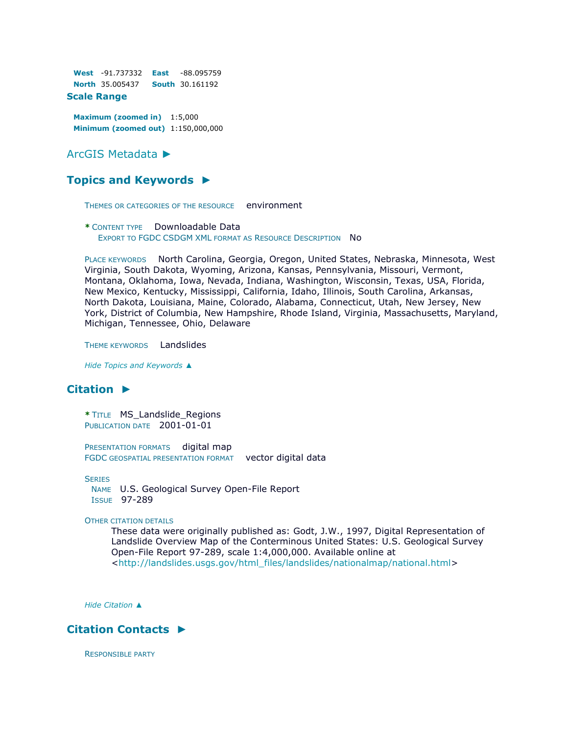**West** -91.737332 **East** -88.095759
**North** 35.005437 **South** 30.161192

**Scale Range**

**Maximum (zoomed in)** 1:5,000
**Minimum (zoomed out)** 1:150,000,000

## ArcGIS Metadata ►

## Topics and Keywords ►

THEMES OR CATEGORIES OF THE RESOURCE environment

* CONTENT TYPE Downloadable Data
EXPORT TO FGDC CSDGM XML FORMAT AS RESOURCE DESCRIPTION No

PLACE KEYWORDS North Carolina, Georgia, Oregon, United States, Nebraska, Minnesota, West Virginia, South Dakota, Wyoming, Arizona, Kansas, Pennsylvania, Missouri, Vermont, Montana, Oklahoma, Iowa, Nevada, Indiana, Washington, Wisconsin, Texas, USA, Florida, New Mexico, Kentucky, Mississippi, California, Idaho, Illinois, South Carolina, Arkansas, North Dakota, Louisiana, Maine, Colorado, Alabama, Connecticut, Utah, New Jersey, New York, District of Columbia, New Hampshire, Rhode Island, Virginia, Massachusetts, Maryland, Michigan, Tennessee, Ohio, Delaware

THEME KEYWORDS Landslides

*Hide Topics and Keywords ▲*

## Citation ►

* TITLE MS_Landslide_Regions
PUBLICATION DATE 2001-01-01

PRESENTATION FORMATS digital map
FGDC GEOSPATIAL PRESENTATION FORMAT vector digital data

SERIES
NAME U.S. Geological Survey Open-File Report
ISSUE 97-289

OTHER CITATION DETAILS
These data were originally published as: Godt, J.W., 1997, Digital Representation of Landslide Overview Map of the Conterminous United States: U.S. Geological Survey Open-File Report 97-289, scale 1:4,000,000. Available online at <http://landslides.usgs.gov/html_files/landslides/nationalmap/national.html>

*Hide Citation ▲*

## Citation Contacts ►

RESPONSIBLE PARTY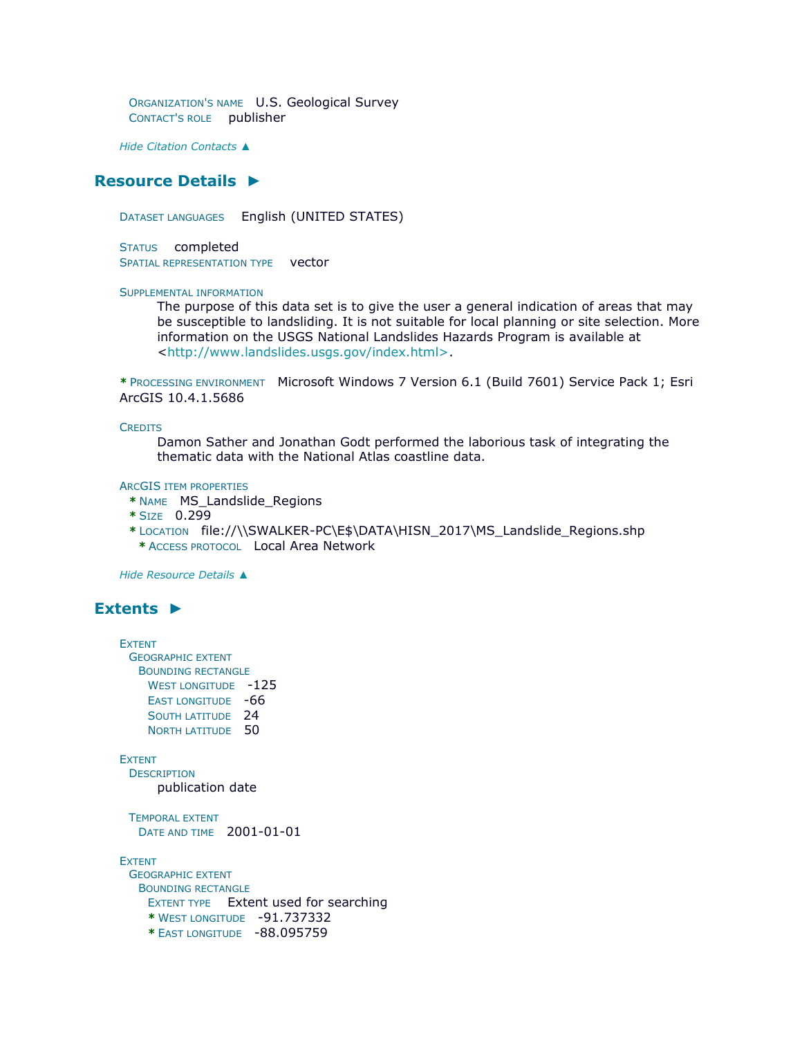ORGANIZATION'S NAME U.S. Geological Survey
CONTACT'S ROLE publisher

*Hide Citation Contacts ▲*

## Resource Details ►

DATASET LANGUAGES English (UNITED STATES)

STATUS completed
SPATIAL REPRESENTATION TYPE vector

SUPPLEMENTAL INFORMATION
The purpose of this data set is to give the user a general indication of areas that may be susceptible to landsliding. It is not suitable for local planning or site selection. More information on the USGS National Landslides Hazards Program is available at <http://www.landslides.usgs.gov/index.html>.

* PROCESSING ENVIRONMENT Microsoft Windows 7 Version 6.1 (Build 7601) Service Pack 1; Esri ArcGIS 10.4.1.5686

CREDITS
Damon Sather and Jonathan Godt performed the laborious task of integrating the thematic data with the National Atlas coastline data.

ARCGIS ITEM PROPERTIES
* NAME MS_Landslide_Regions
* SIZE 0.299
* LOCATION file://\\SWALKER-PC\E$\DATA\HISN_2017\MS_Landslide_Regions.shp
  * ACCESS PROTOCOL Local Area Network

*Hide Resource Details ▲*

## Extents ►

EXTENT
GEOGRAPHIC EXTENT
BOUNDING RECTANGLE
WEST LONGITUDE -125
EAST LONGITUDE -66
SOUTH LATITUDE 24
NORTH LATITUDE 50

EXTENT
DESCRIPTION
publication date

TEMPORAL EXTENT
DATE AND TIME 2001-01-01

EXTENT
GEOGRAPHIC EXTENT
BOUNDING RECTANGLE
EXTENT TYPE Extent used for searching
* WEST LONGITUDE -91.737332
* EAST LONGITUDE -88.095759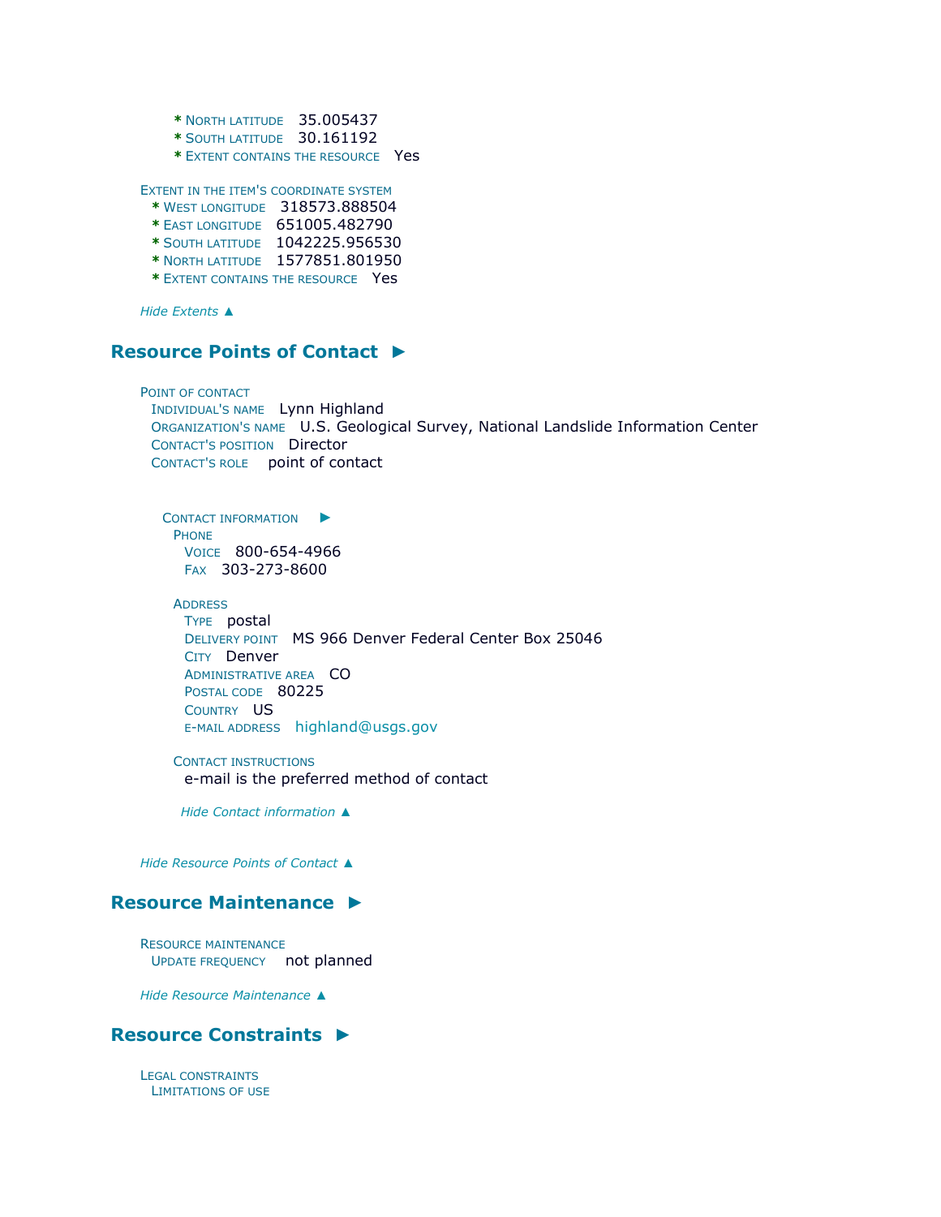* North latitude 35.005437
* South latitude 30.161192
* Extent contains the resource Yes

Extent in the item's coordinate system
* West longitude 318573.888504
* East longitude 651005.482790
* South latitude 1042225.956530
* North latitude 1577851.801950
* Extent contains the resource Yes

*Hide Extents ▲*

## Resource Points of Contact ►

Point of contact
Individual's name Lynn Highland
Organization's name U.S. Geological Survey, National Landslide Information Center
Contact's position Director
Contact's role point of contact

Contact information ►
Phone
Voice 800-654-4966
Fax 303-273-8600

Address
Type postal
Delivery point MS 966 Denver Federal Center Box 25046
City Denver
Administrative area CO
Postal code 80225
Country US
e-mail address highland@usgs.gov

Contact instructions
e-mail is the preferred method of contact

*Hide Contact information ▲*

*Hide Resource Points of Contact ▲*

## Resource Maintenance ►

Resource maintenance
Update frequency not planned

*Hide Resource Maintenance ▲*

## Resource Constraints ►

Legal constraints
Limitations of use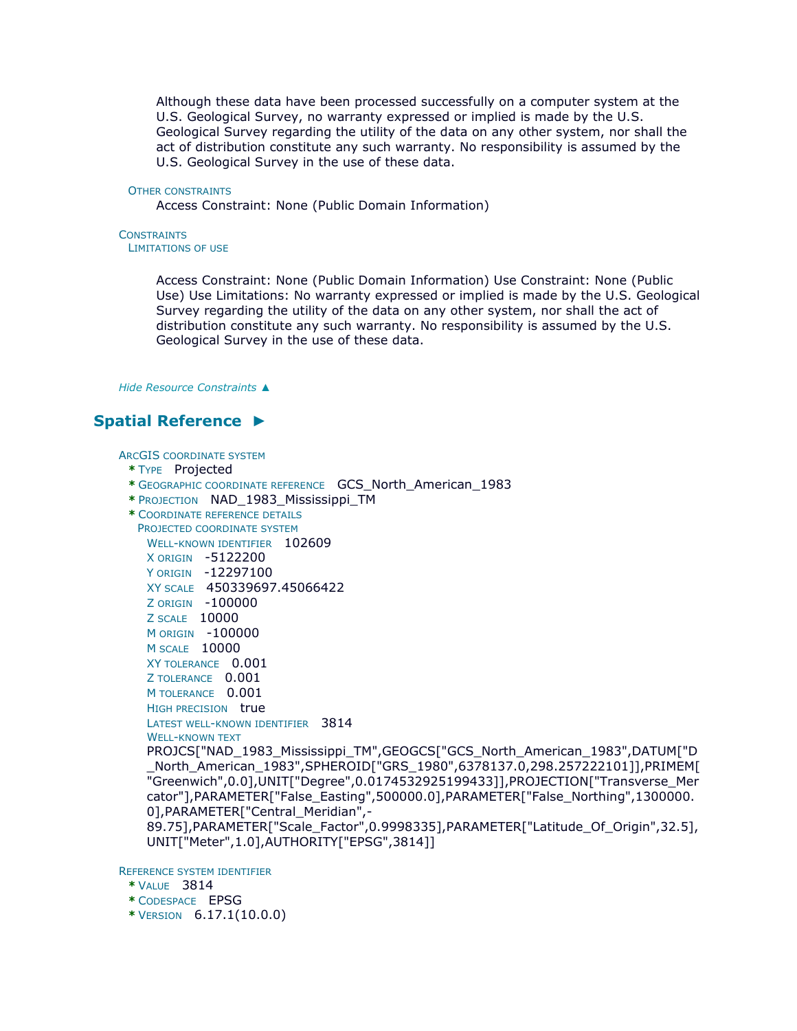Although these data have been processed successfully on a computer system at the U.S. Geological Survey, no warranty expressed or implied is made by the U.S. Geological Survey regarding the utility of the data on any other system, nor shall the act of distribution constitute any such warranty. No responsibility is assumed by the U.S. Geological Survey in the use of these data.

OTHER CONSTRAINTS
Access Constraint: None (Public Domain Information)

CONSTRAINTS
LIMITATIONS OF USE

Access Constraint: None (Public Domain Information) Use Constraint: None (Public Use) Use Limitations: No warranty expressed or implied is made by the U.S. Geological Survey regarding the utility of the data on any other system, nor shall the act of distribution constitute any such warranty. No responsibility is assumed by the U.S. Geological Survey in the use of these data.

*Hide Resource Constraints ▲*

## Spatial Reference ►

ARCGIS COORDINATE SYSTEM
* TYPE Projected
* GEOGRAPHIC COORDINATE REFERENCE GCS_North_American_1983
* PROJECTION NAD_1983_Mississippi_TM
* COORDINATE REFERENCE DETAILS
  PROJECTED COORDINATE SYSTEM
  WELL-KNOWN IDENTIFIER 102609
  X ORIGIN -5122200
  Y ORIGIN -12297100
  XY SCALE 450339697.45066422
  Z ORIGIN -100000
  Z SCALE 10000
  M ORIGIN -100000
  M SCALE 10000
  XY TOLERANCE 0.001
  Z TOLERANCE 0.001
  M TOLERANCE 0.001
  HIGH PRECISION true
  LATEST WELL-KNOWN IDENTIFIER 3814
  WELL-KNOWN TEXT
  PROJCS["NAD_1983_Mississippi_TM",GEOGCS["GCS_North_American_1983",DATUM["D_North_American_1983",SPHEROID["GRS_1980",6378137.0,298.257222101]],PRIMEM["Greenwich",0.0],UNIT["Degree",0.0174532925199433]],PROJECTION["Transverse_Mercator"],PARAMETER["False_Easting",500000.0],PARAMETER["False_Northing",1300000.0],PARAMETER["Central_Meridian",-89.75],PARAMETER["Scale_Factor",0.9998335],PARAMETER["Latitude_Of_Origin",32.5],UNIT["Meter",1.0],AUTHORITY["EPSG",3814]]

REFERENCE SYSTEM IDENTIFIER
* VALUE 3814
* CODESPACE EPSG
* VERSION 6.17.1(10.0.0)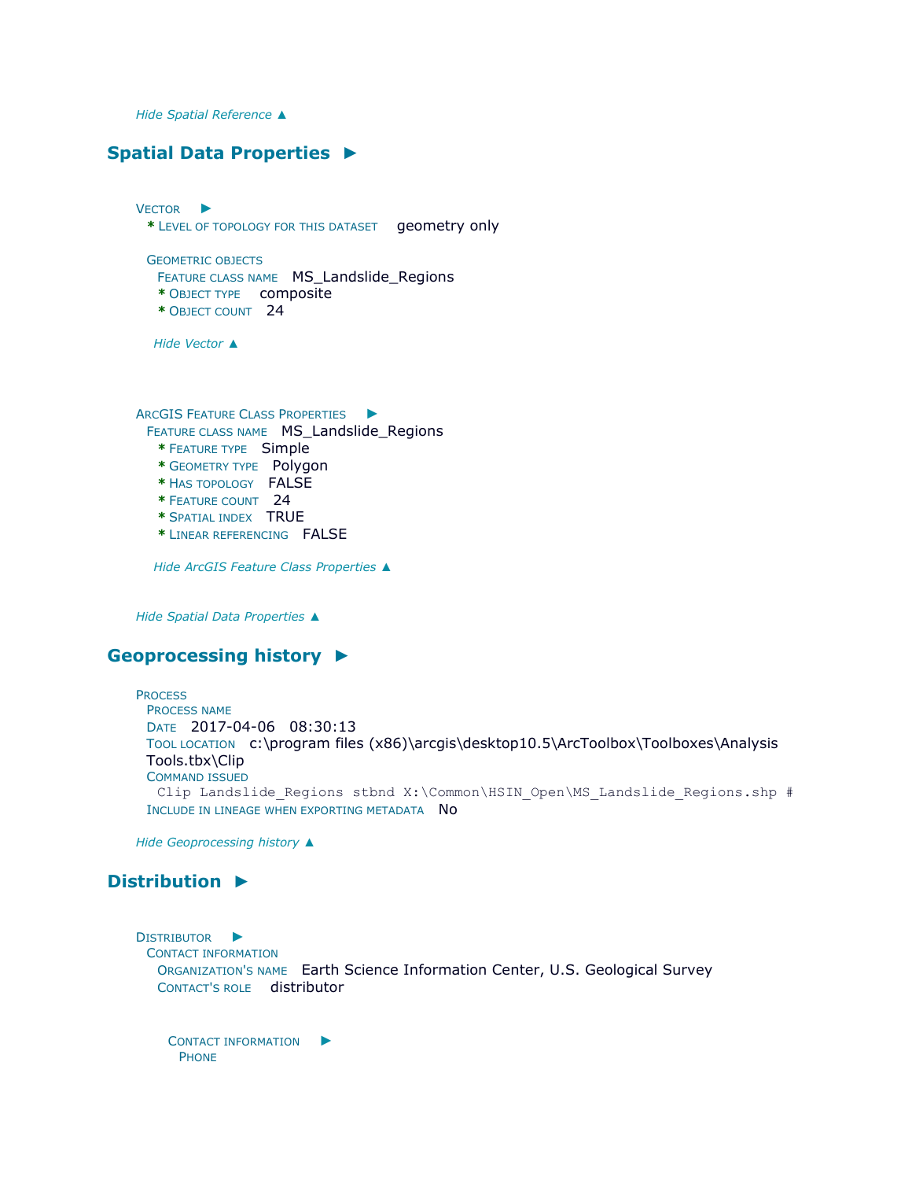*Hide Spatial Reference ▲*

## Spatial Data Properties ►

VECTOR ►
**\*** LEVEL OF TOPOLOGY FOR THIS DATASET geometry only

GEOMETRIC OBJECTS
FEATURE CLASS NAME MS_Landslide_Regions
**\*** OBJECT TYPE composite
**\*** OBJECT COUNT 24

*Hide Vector ▲*

ARCGIS FEATURE CLASS PROPERTIES ►
FEATURE CLASS NAME MS_Landslide_Regions
**\*** FEATURE TYPE Simple
**\*** GEOMETRY TYPE Polygon
**\*** HAS TOPOLOGY FALSE
**\*** FEATURE COUNT 24
**\*** SPATIAL INDEX TRUE
**\*** LINEAR REFERENCING FALSE

*Hide ArcGIS Feature Class Properties ▲*

*Hide Spatial Data Properties ▲*

## Geoprocessing history ►

PROCESS
PROCESS NAME
DATE 2017-04-06 08:30:13
TOOL LOCATION c:\program files (x86)\arcgis\desktop10.5\ArcToolbox\Toolboxes\Analysis Tools.tbx\Clip
COMMAND ISSUED

```
Clip Landslide_Regions stbnd X:\Common\HSIN_Open\MS_Landslide_Regions.shp #
```

INCLUDE IN LINEAGE WHEN EXPORTING METADATA No

*Hide Geoprocessing history ▲*

## Distribution ►

DISTRIBUTOR ►
CONTACT INFORMATION
ORGANIZATION'S NAME Earth Science Information Center, U.S. Geological Survey
CONTACT'S ROLE distributor

CONTACT INFORMATION ►
PHONE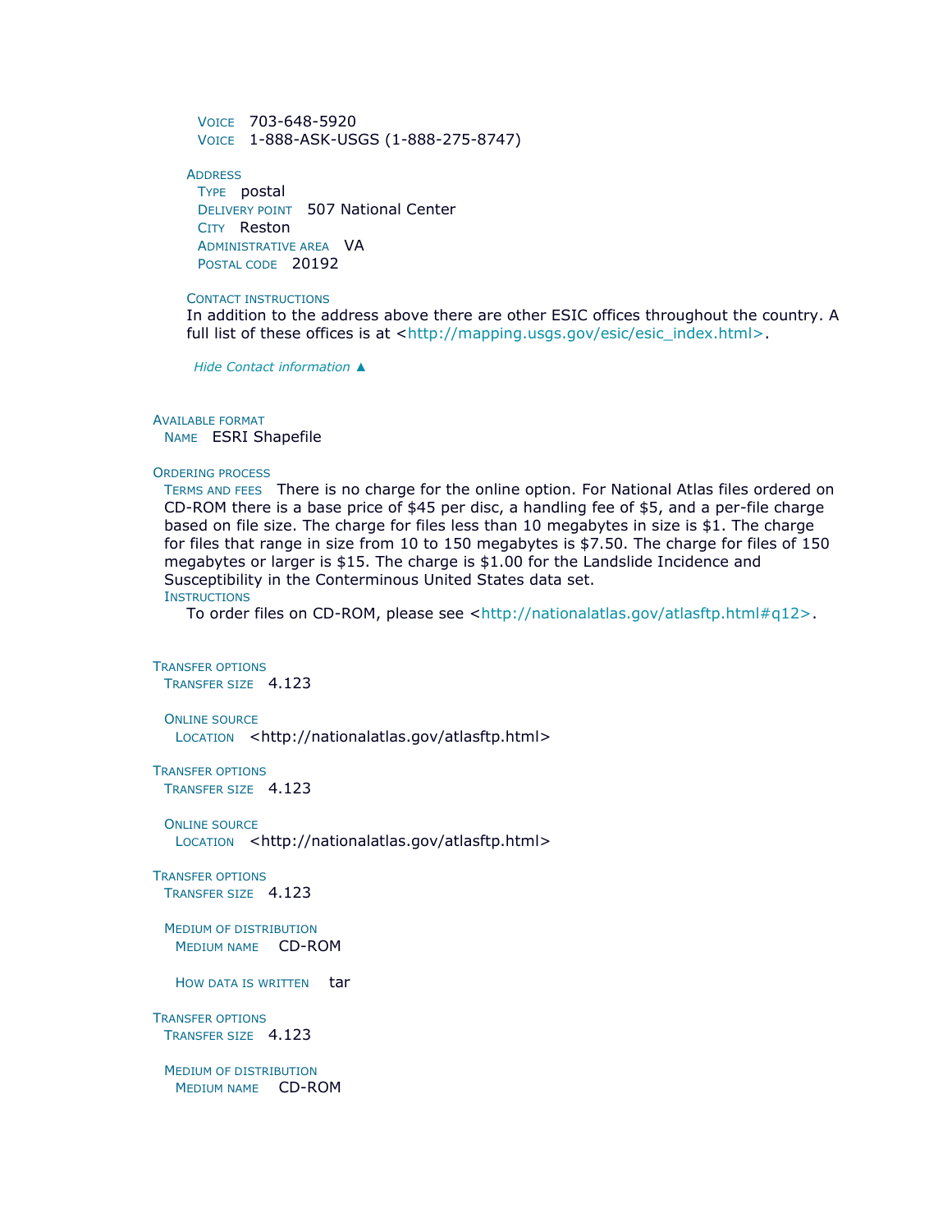Voice 703-648-5920
Voice 1-888-ASK-USGS (1-888-275-8747)

Address
Type postal
Delivery point 507 National Center
City Reston
Administrative area VA
Postal code 20192

Contact instructions
In addition to the address above there are other ESIC offices throughout the country. A full list of these offices is at <http://mapping.usgs.gov/esic/esic_index.html>.

*Hide Contact information ▲*

Available format
Name ESRI Shapefile

Ordering process
Terms and fees There is no charge for the online option. For National Atlas files ordered on CD-ROM there is a base price of $45 per disc, a handling fee of $5, and a per-file charge based on file size. The charge for files less than 10 megabytes in size is $1. The charge for files that range in size from 10 to 150 megabytes is $7.50. The charge for files of 150 megabytes or larger is $15. The charge is $1.00 for the Landslide Incidence and Susceptibility in the Conterminous United States data set.
Instructions
To order files on CD-ROM, please see <http://nationalatlas.gov/atlasftp.html#q12>.

Transfer options
Transfer size 4.123

Online source
Location <http://nationalatlas.gov/atlasftp.html>

Transfer options
Transfer size 4.123

Online source
Location <http://nationalatlas.gov/atlasftp.html>

Transfer options
Transfer size 4.123

Medium of distribution
Medium name CD-ROM

How data is written tar

Transfer options
Transfer size 4.123

Medium of distribution
Medium name CD-ROM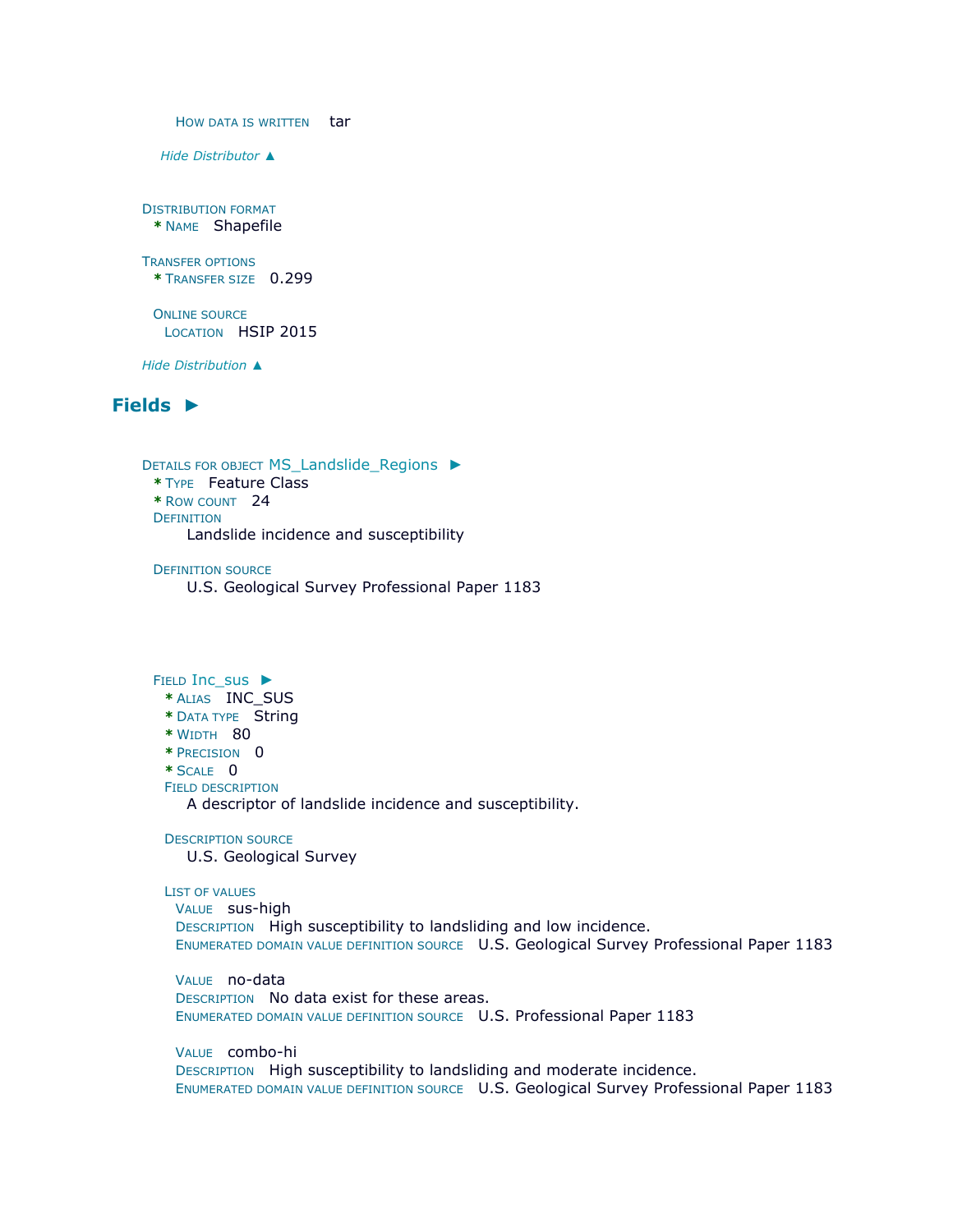HOW DATA IS WRITTEN   tar

*Hide Distributor ▲*

DISTRIBUTION FORMAT
* NAME   Shapefile

TRANSFER OPTIONS
* TRANSFER SIZE   0.299

ONLINE SOURCE
LOCATION   HSIP 2015

*Hide Distribution ▲*

## Fields ►

DETAILS FOR OBJECT MS_Landslide_Regions ►
* TYPE   Feature Class
* ROW COUNT   24

DEFINITION
Landslide incidence and susceptibility

DEFINITION SOURCE
U.S. Geological Survey Professional Paper 1183

FIELD Inc_sus ►
* ALIAS   INC_SUS
* DATA TYPE   String
* WIDTH   80
* PRECISION   0
* SCALE   0

FIELD DESCRIPTION
A descriptor of landslide incidence and susceptibility.

DESCRIPTION SOURCE
U.S. Geological Survey

LIST OF VALUES

VALUE   sus-high
DESCRIPTION   High susceptibility to landsliding and low incidence.
ENUMERATED DOMAIN VALUE DEFINITION SOURCE   U.S. Geological Survey Professional Paper 1183

VALUE   no-data
DESCRIPTION   No data exist for these areas.
ENUMERATED DOMAIN VALUE DEFINITION SOURCE   U.S. Professional Paper 1183

VALUE   combo-hi
DESCRIPTION   High susceptibility to landsliding and moderate incidence.
ENUMERATED DOMAIN VALUE DEFINITION SOURCE   U.S. Geological Survey Professional Paper 1183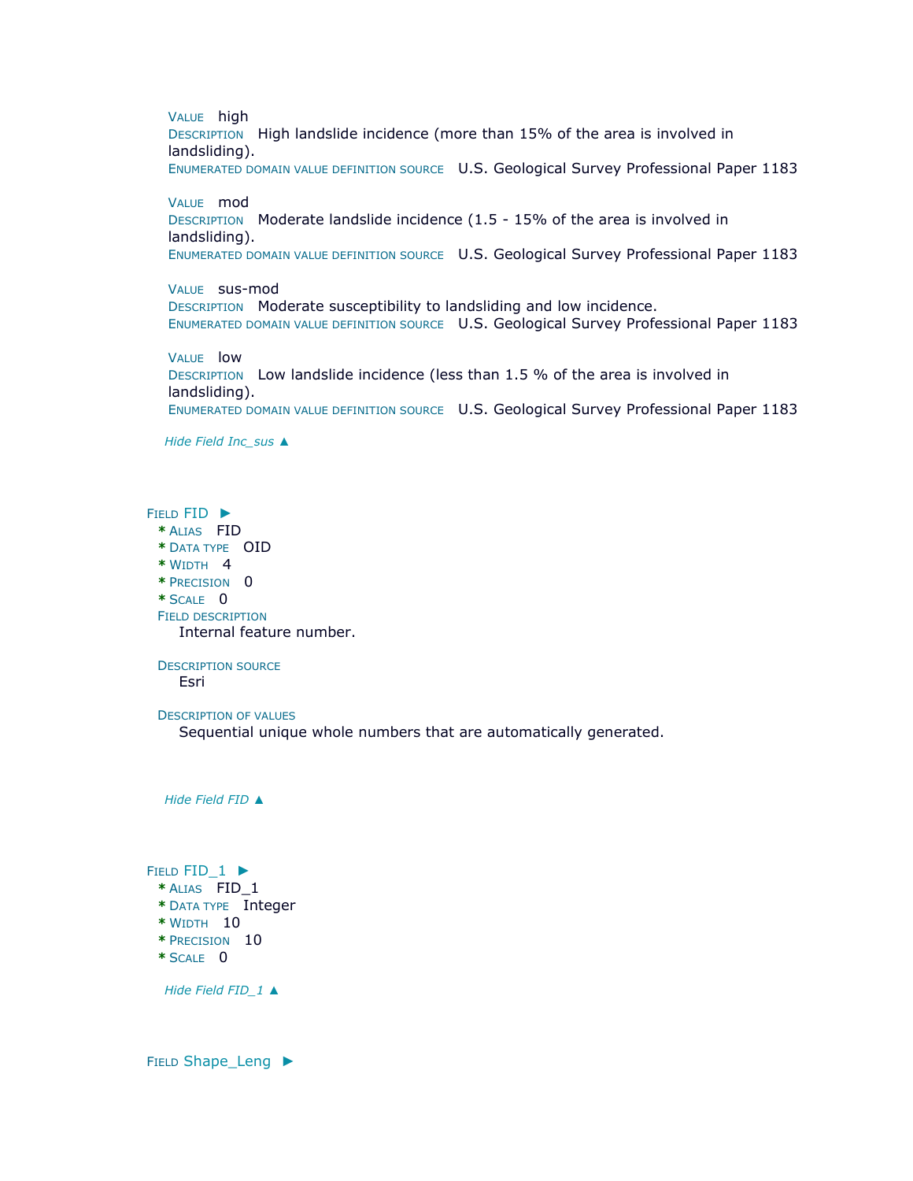VALUE high
DESCRIPTION High landslide incidence (more than 15% of the area is involved in landsliding).
ENUMERATED DOMAIN VALUE DEFINITION SOURCE U.S. Geological Survey Professional Paper 1183

VALUE mod
DESCRIPTION Moderate landslide incidence (1.5 - 15% of the area is involved in landsliding).
ENUMERATED DOMAIN VALUE DEFINITION SOURCE U.S. Geological Survey Professional Paper 1183

VALUE sus-mod
DESCRIPTION Moderate susceptibility to landsliding and low incidence.
ENUMERATED DOMAIN VALUE DEFINITION SOURCE U.S. Geological Survey Professional Paper 1183

VALUE low
DESCRIPTION Low landslide incidence (less than 1.5 % of the area is involved in landsliding).
ENUMERATED DOMAIN VALUE DEFINITION SOURCE U.S. Geological Survey Professional Paper 1183

*Hide Field Inc_sus ▲*

FIELD FID ►
- * ALIAS FID
- * DATA TYPE OID
- * WIDTH 4
- * PRECISION 0
- * SCALE 0

FIELD DESCRIPTION
Internal feature number.

DESCRIPTION SOURCE
Esri

DESCRIPTION OF VALUES
Sequential unique whole numbers that are automatically generated.

*Hide Field FID ▲*

FIELD FID_1 ►
- * ALIAS FID_1
- * DATA TYPE Integer
- * WIDTH 10
- * PRECISION 10
- * SCALE 0

*Hide Field FID_1 ▲*

FIELD Shape_Leng ►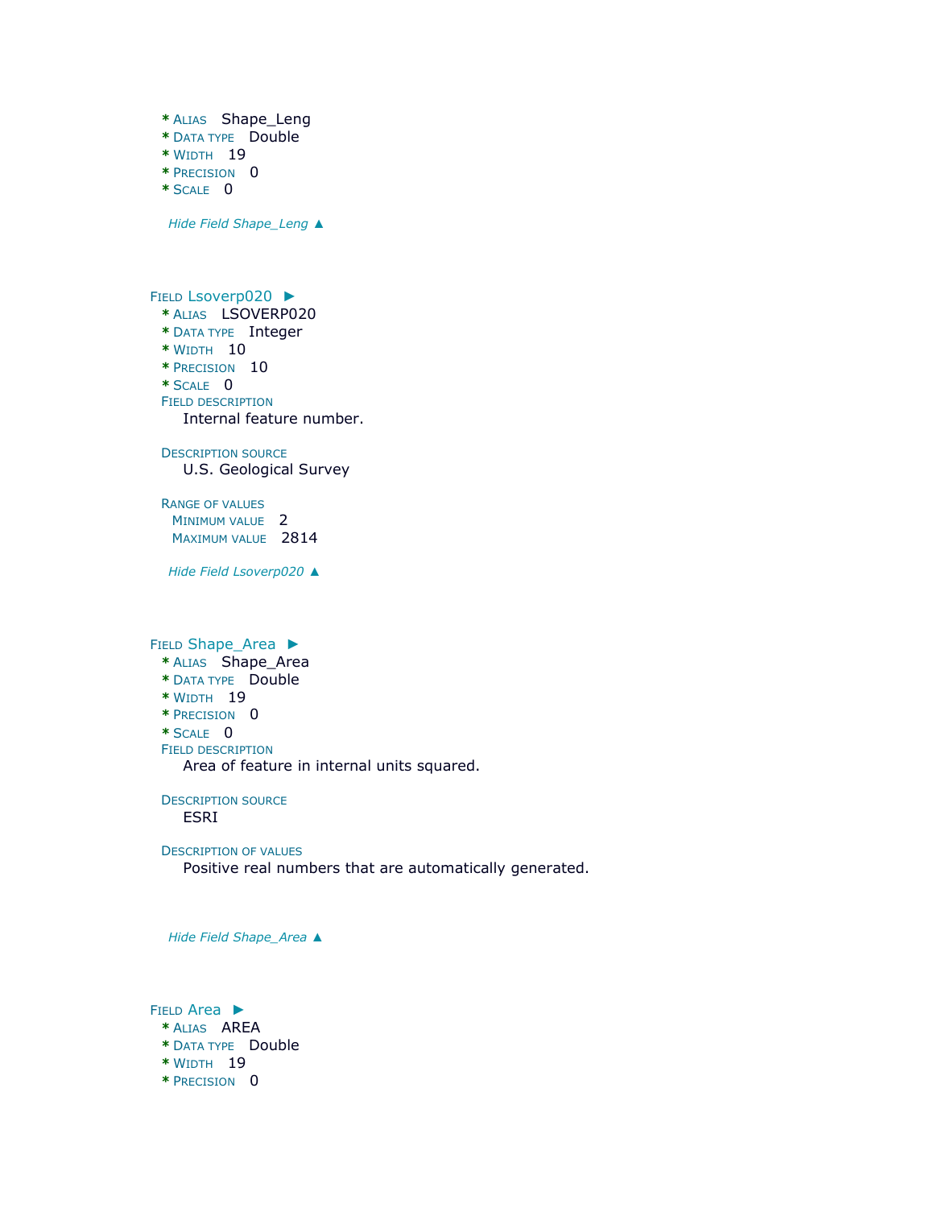* ALIAS Shape_Leng
* DATA TYPE Double
* WIDTH 19
* PRECISION 0
* SCALE 0

*Hide Field Shape_Leng ▲*

FIELD Lsoverp020 ►

* ALIAS LSOVERP020
* DATA TYPE Integer
* WIDTH 10
* PRECISION 10
* SCALE 0

FIELD DESCRIPTION

Internal feature number.

DESCRIPTION SOURCE

U.S. Geological Survey

RANGE OF VALUES

MINIMUM VALUE 2
MAXIMUM VALUE 2814

*Hide Field Lsoverp020 ▲*

FIELD Shape_Area ►

* ALIAS Shape_Area
* DATA TYPE Double
* WIDTH 19
* PRECISION 0
* SCALE 0

FIELD DESCRIPTION

Area of feature in internal units squared.

DESCRIPTION SOURCE

ESRI

DESCRIPTION OF VALUES

Positive real numbers that are automatically generated.

*Hide Field Shape_Area ▲*

FIELD Area ►

* ALIAS AREA
* DATA TYPE Double
* WIDTH 19
* PRECISION 0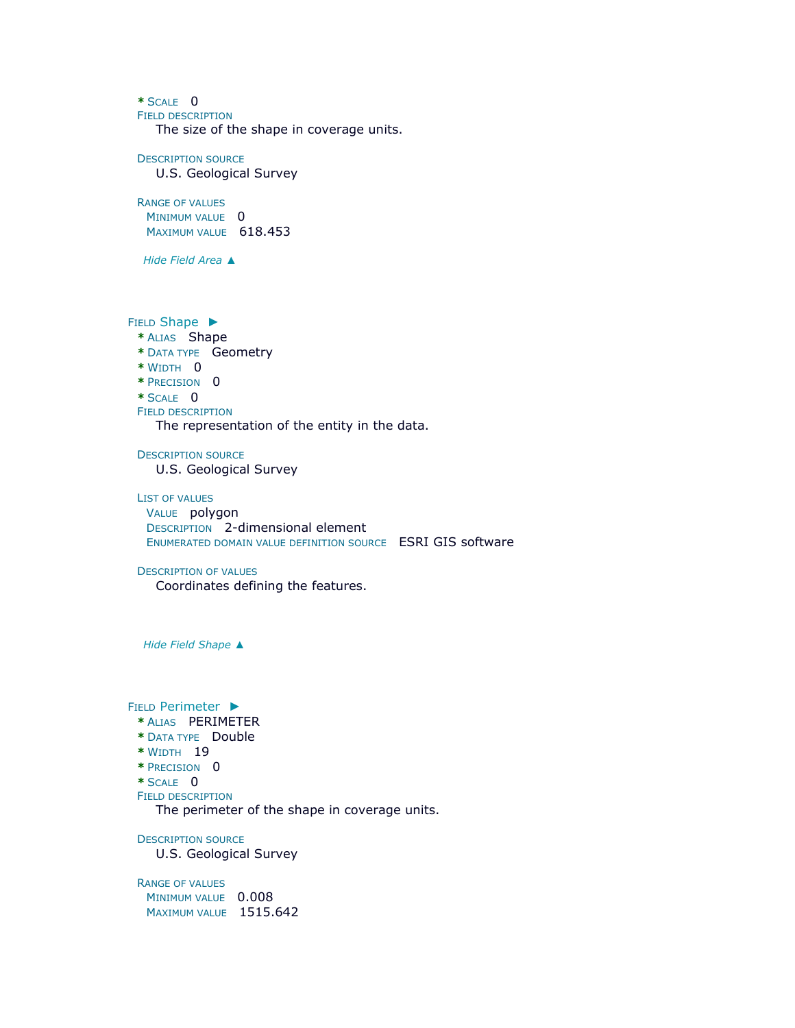* SCALE 0

FIELD DESCRIPTION

The size of the shape in coverage units.

DESCRIPTION SOURCE

U.S. Geological Survey

RANGE OF VALUES

MINIMUM VALUE 0

MAXIMUM VALUE 618.453

*Hide Field Area ▲*

### FIELD Shape ►

* ALIAS Shape
* DATA TYPE Geometry
* WIDTH 0
* PRECISION 0
* SCALE 0

FIELD DESCRIPTION

The representation of the entity in the data.

DESCRIPTION SOURCE

U.S. Geological Survey

LIST OF VALUES

VALUE polygon

DESCRIPTION 2-dimensional element

ENUMERATED DOMAIN VALUE DEFINITION SOURCE ESRI GIS software

DESCRIPTION OF VALUES

Coordinates defining the features.

*Hide Field Shape ▲*

### FIELD Perimeter ►

* ALIAS PERIMETER
* DATA TYPE Double
* WIDTH 19
* PRECISION 0
* SCALE 0

FIELD DESCRIPTION

The perimeter of the shape in coverage units.

DESCRIPTION SOURCE

U.S. Geological Survey

RANGE OF VALUES

MINIMUM VALUE 0.008

MAXIMUM VALUE 1515.642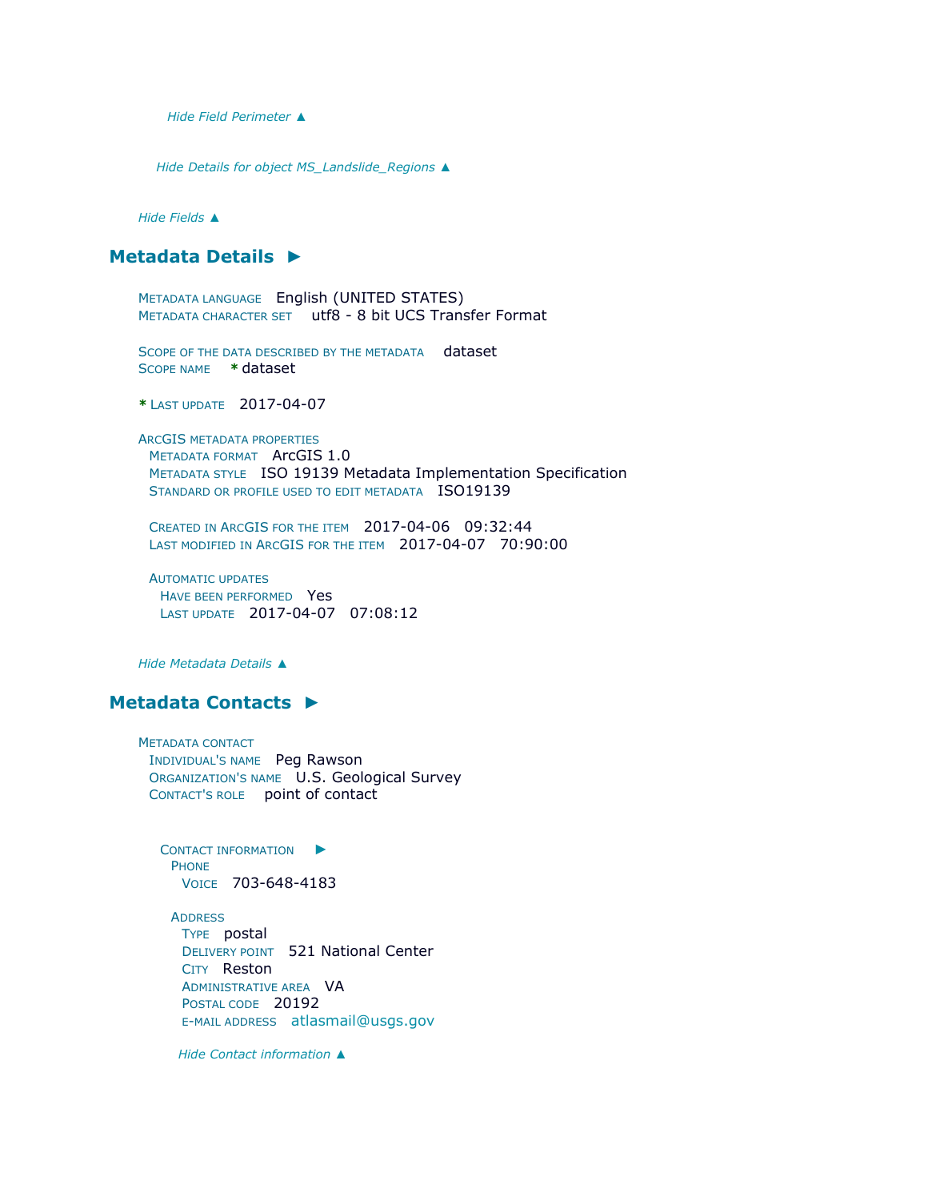*Hide Field Perimeter ▲*

*Hide Details for object MS_Landslide_Regions ▲*

*Hide Fields ▲*

## Metadata Details ►

METADATA LANGUAGE English (UNITED STATES)
METADATA CHARACTER SET utf8 - 8 bit UCS Transfer Format

SCOPE OF THE DATA DESCRIBED BY THE METADATA dataset
SCOPE NAME * dataset

* LAST UPDATE 2017-04-07

ARCGIS METADATA PROPERTIES
METADATA FORMAT ArcGIS 1.0
METADATA STYLE ISO 19139 Metadata Implementation Specification
STANDARD OR PROFILE USED TO EDIT METADATA ISO19139

CREATED IN ARCGIS FOR THE ITEM 2017-04-06 09:32:44
LAST MODIFIED IN ARCGIS FOR THE ITEM 2017-04-07 70:90:00

AUTOMATIC UPDATES
HAVE BEEN PERFORMED Yes
LAST UPDATE 2017-04-07 07:08:12

*Hide Metadata Details ▲*

## Metadata Contacts ►

METADATA CONTACT
INDIVIDUAL'S NAME Peg Rawson
ORGANIZATION'S NAME U.S. Geological Survey
CONTACT'S ROLE point of contact

CONTACT INFORMATION ►
PHONE
VOICE 703-648-4183

ADDRESS
TYPE postal
DELIVERY POINT 521 National Center
CITY Reston
ADMINISTRATIVE AREA VA
POSTAL CODE 20192
E-MAIL ADDRESS atlasmail@usgs.gov

*Hide Contact information ▲*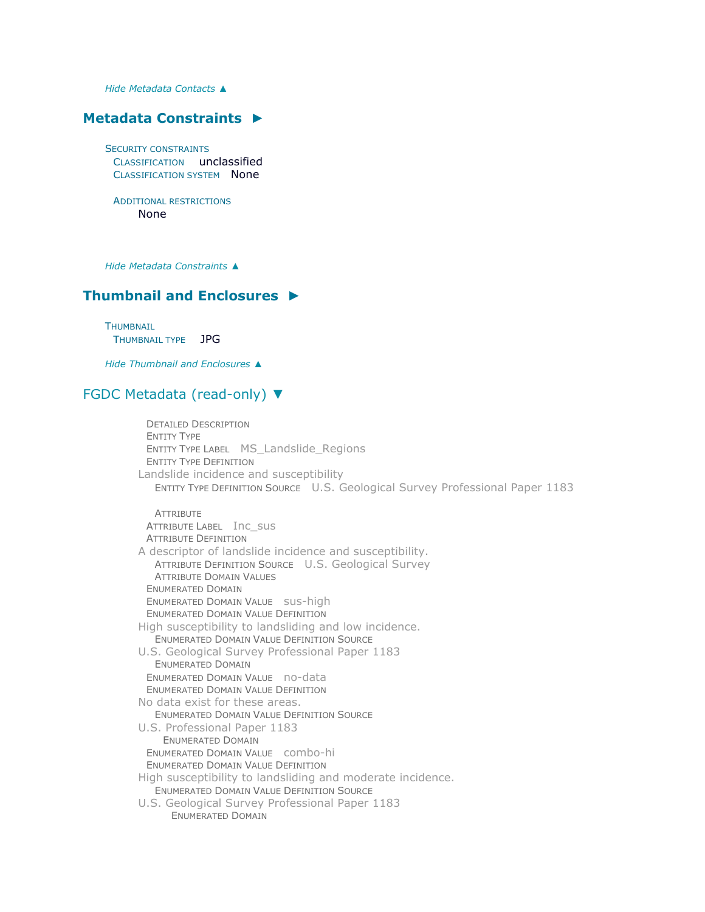*Hide Metadata Contacts ▲*

## Metadata Constraints ►

SECURITY CONSTRAINTS
CLASSIFICATION unclassified
CLASSIFICATION SYSTEM None

ADDITIONAL RESTRICTIONS
None

*Hide Metadata Constraints ▲*

## Thumbnail and Enclosures ►

THUMBNAIL
THUMBNAIL TYPE JPG

*Hide Thumbnail and Enclosures ▲*

## FGDC Metadata (read-only) ▼

DETAILED DESCRIPTION
ENTITY TYPE
ENTITY TYPE LABEL MS_Landslide_Regions
ENTITY TYPE DEFINITION
Landslide incidence and susceptibility
ENTITY TYPE DEFINITION SOURCE U.S. Geological Survey Professional Paper 1183

ATTRIBUTE
ATTRIBUTE LABEL Inc_sus
ATTRIBUTE DEFINITION
A descriptor of landslide incidence and susceptibility.
ATTRIBUTE DEFINITION SOURCE U.S. Geological Survey
ATTRIBUTE DOMAIN VALUES
ENUMERATED DOMAIN
ENUMERATED DOMAIN VALUE sus-high
ENUMERATED DOMAIN VALUE DEFINITION
High susceptibility to landsliding and low incidence.
ENUMERATED DOMAIN VALUE DEFINITION SOURCE
U.S. Geological Survey Professional Paper 1183
ENUMERATED DOMAIN
ENUMERATED DOMAIN VALUE no-data
ENUMERATED DOMAIN VALUE DEFINITION
No data exist for these areas.
ENUMERATED DOMAIN VALUE DEFINITION SOURCE
U.S. Professional Paper 1183
ENUMERATED DOMAIN
ENUMERATED DOMAIN VALUE combo-hi
ENUMERATED DOMAIN VALUE DEFINITION
High susceptibility to landsliding and moderate incidence.
ENUMERATED DOMAIN VALUE DEFINITION SOURCE
U.S. Geological Survey Professional Paper 1183
ENUMERATED DOMAIN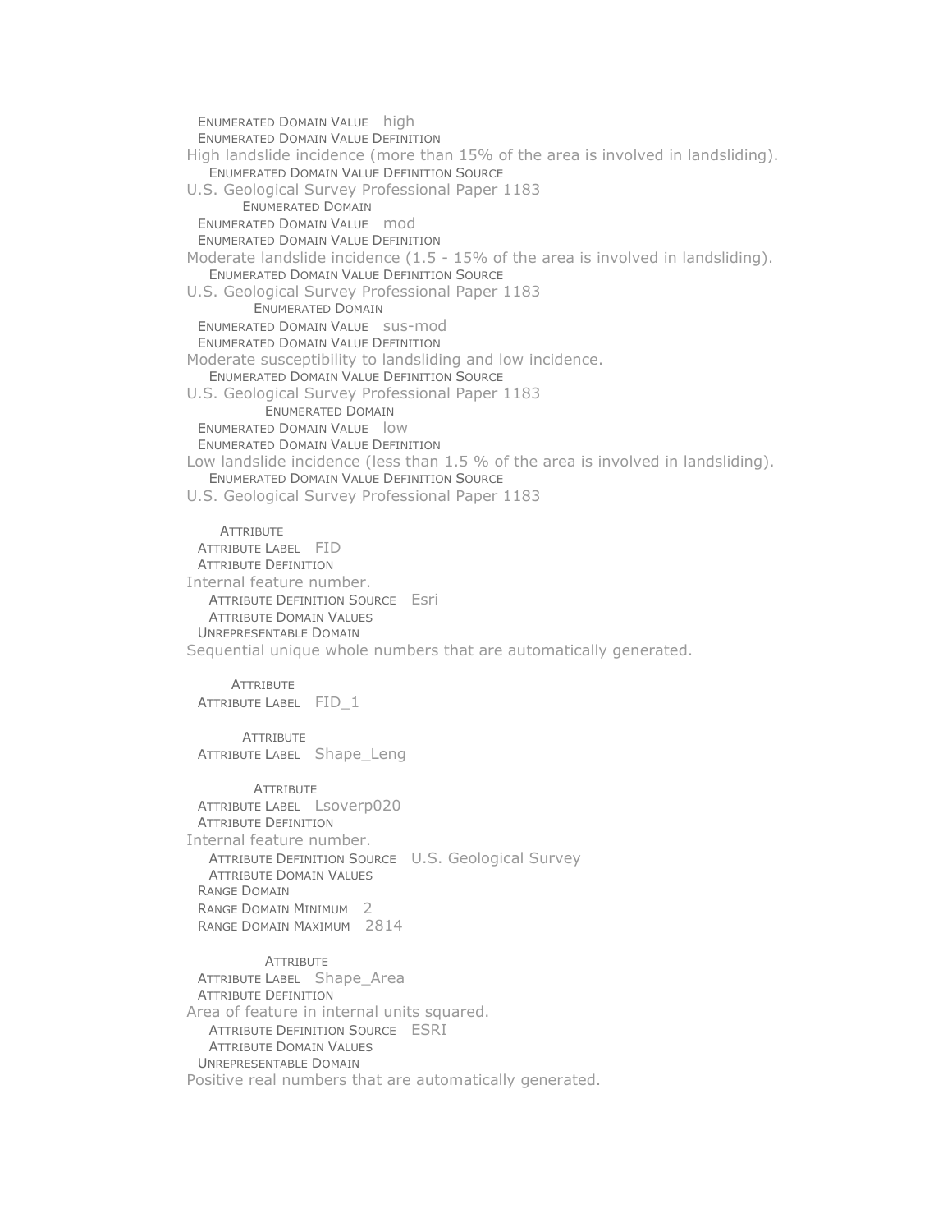ENUMERATED DOMAIN VALUE high
ENUMERATED DOMAIN VALUE DEFINITION
High landslide incidence (more than 15% of the area is involved in landsliding).
ENUMERATED DOMAIN VALUE DEFINITION SOURCE
U.S. Geological Survey Professional Paper 1183
ENUMERATED DOMAIN
ENUMERATED DOMAIN VALUE mod
ENUMERATED DOMAIN VALUE DEFINITION
Moderate landslide incidence (1.5 - 15% of the area is involved in landsliding).
ENUMERATED DOMAIN VALUE DEFINITION SOURCE
U.S. Geological Survey Professional Paper 1183
ENUMERATED DOMAIN
ENUMERATED DOMAIN VALUE sus-mod
ENUMERATED DOMAIN VALUE DEFINITION
Moderate susceptibility to landsliding and low incidence.
ENUMERATED DOMAIN VALUE DEFINITION SOURCE
U.S. Geological Survey Professional Paper 1183
ENUMERATED DOMAIN
ENUMERATED DOMAIN VALUE low
ENUMERATED DOMAIN VALUE DEFINITION
Low landslide incidence (less than 1.5 % of the area is involved in landsliding).
ENUMERATED DOMAIN VALUE DEFINITION SOURCE
U.S. Geological Survey Professional Paper 1183

ATTRIBUTE
ATTRIBUTE LABEL FID
ATTRIBUTE DEFINITION
Internal feature number.
ATTRIBUTE DEFINITION SOURCE Esri
ATTRIBUTE DOMAIN VALUES
UNREPRESENTABLE DOMAIN
Sequential unique whole numbers that are automatically generated.

ATTRIBUTE
ATTRIBUTE LABEL FID_1

ATTRIBUTE
ATTRIBUTE LABEL Shape_Leng

ATTRIBUTE
ATTRIBUTE LABEL Lsoverp020
ATTRIBUTE DEFINITION
Internal feature number.
ATTRIBUTE DEFINITION SOURCE U.S. Geological Survey
ATTRIBUTE DOMAIN VALUES
RANGE DOMAIN
RANGE DOMAIN MINIMUM 2
RANGE DOMAIN MAXIMUM 2814

ATTRIBUTE
ATTRIBUTE LABEL Shape_Area
ATTRIBUTE DEFINITION
Area of feature in internal units squared.
ATTRIBUTE DEFINITION SOURCE ESRI
ATTRIBUTE DOMAIN VALUES
UNREPRESENTABLE DOMAIN
Positive real numbers that are automatically generated.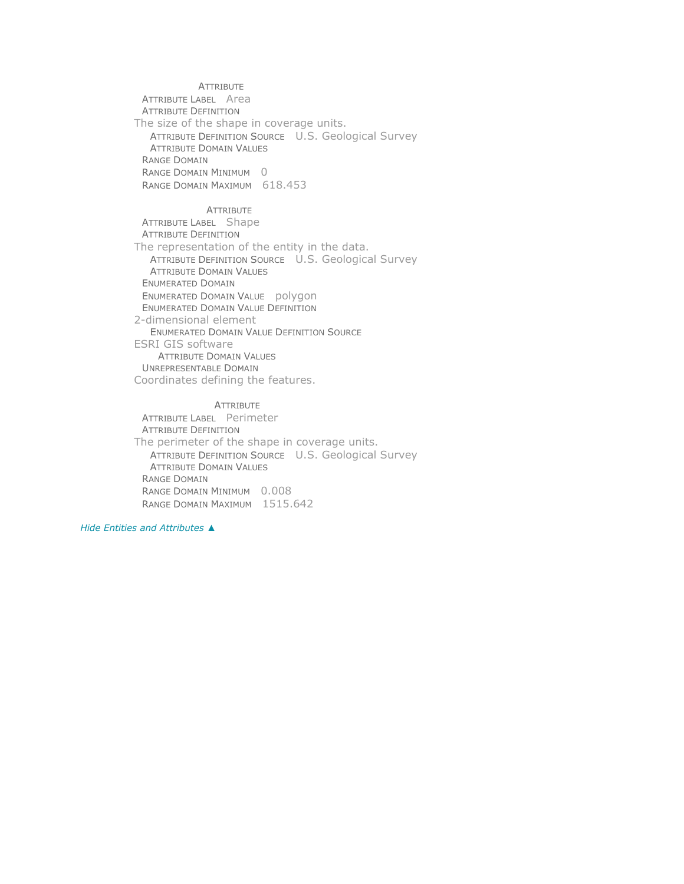Attribute

Attribute Label Area

Attribute Definition

The size of the shape in coverage units.

Attribute Definition Source U.S. Geological Survey

Attribute Domain Values

Range Domain

Range Domain Minimum 0

Range Domain Maximum 618.453

Attribute

Attribute Label Shape

Attribute Definition

The representation of the entity in the data.

Attribute Definition Source U.S. Geological Survey

Attribute Domain Values

Enumerated Domain

Enumerated Domain Value polygon

Enumerated Domain Value Definition

2-dimensional element

Enumerated Domain Value Definition Source

ESRI GIS software

Attribute Domain Values

Unrepresentable Domain

Coordinates defining the features.

Attribute

Attribute Label Perimeter

Attribute Definition

The perimeter of the shape in coverage units.

Attribute Definition Source U.S. Geological Survey

Attribute Domain Values

Range Domain

Range Domain Minimum 0.008

Range Domain Maximum 1515.642

*Hide Entities and Attributes ▲*